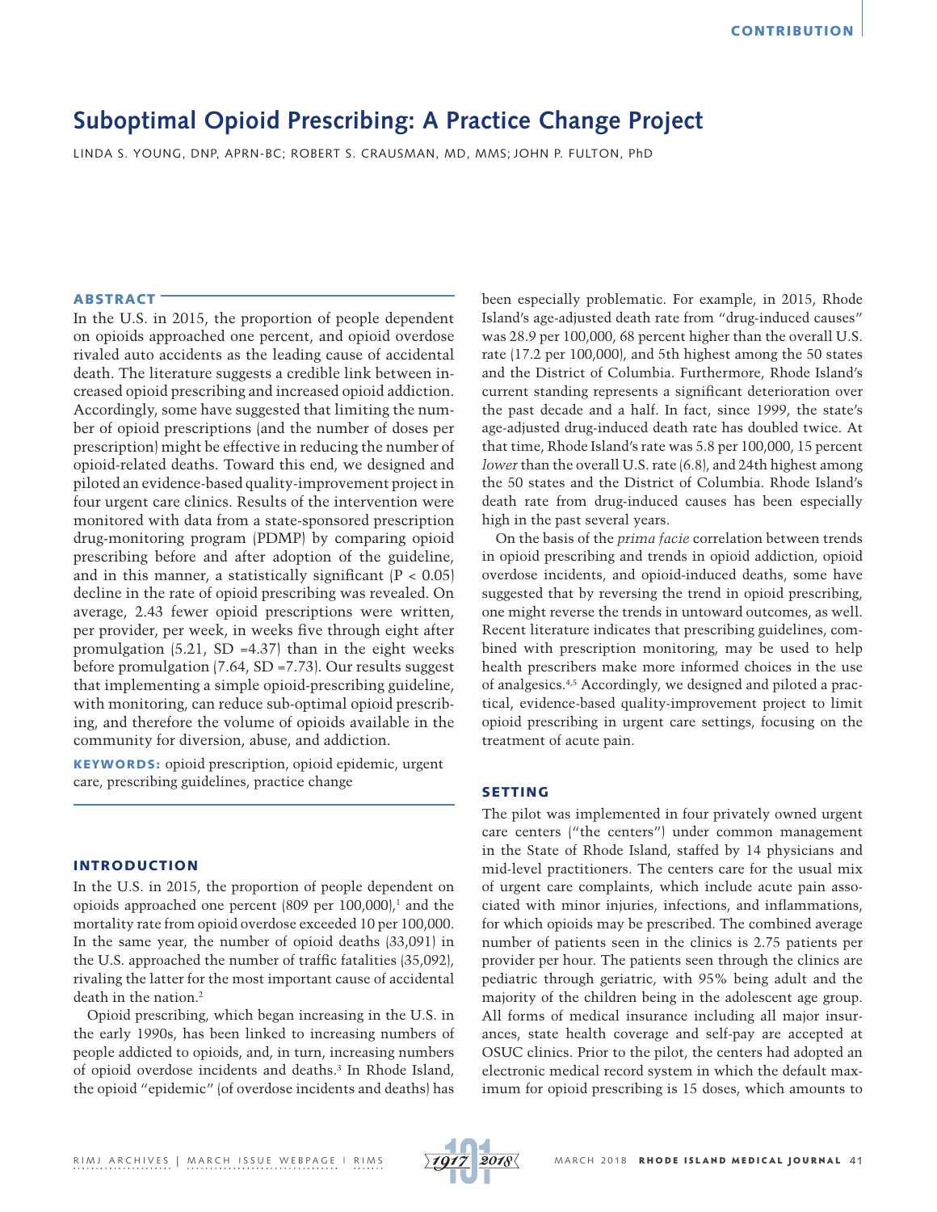# Suboptimal Opioid Prescribing: A Practice Change Project

LINDA S. YOUNG, DNP, APRN-BC; ROBERT S. CRAUSMAN, MD, MMS; JOHN P. FULTON, PhD

## ABSTRACT

In the U.S. in 2015, the proportion of people dependent on opioids approached one percent, and opioid overdose rivaled auto accidents as the leading cause of accidental death. The literature suggests a credible link between increased opioid prescribing and increased opioid addiction. Accordingly, some have suggested that limiting the number of opioid prescriptions (and the number of doses per prescription) might be effective in reducing the number of opioid-related deaths. Toward this end, we designed and piloted an evidence-based quality-improvement project in four urgent care clinics. Results of the intervention were monitored with data from a state-sponsored prescription drug-monitoring program (PDMP) by comparing opioid prescribing before and after adoption of the guideline, and in this manner, a statistically significant ($P < 0.05$) decline in the rate of opioid prescribing was revealed. On average, 2.43 fewer opioid prescriptions were written, per provider, per week, in weeks five through eight after promulgation (5.21, SD =4.37) than in the eight weeks before promulgation (7.64, SD =7.73). Our results suggest that implementing a simple opioid-prescribing guideline, with monitoring, can reduce sub-optimal opioid prescribing, and therefore the volume of opioids available in the community for diversion, abuse, and addiction.

**KEYWORDS:** opioid prescription, opioid epidemic, urgent care, prescribing guidelines, practice change

## INTRODUCTION

In the U.S. in 2015, the proportion of people dependent on opioids approached one percent (809 per 100,000),[1] and the mortality rate from opioid overdose exceeded 10 per 100,000. In the same year, the number of opioid deaths (33,091) in the U.S. approached the number of traffic fatalities (35,092), rivaling the latter for the most important cause of accidental death in the nation.[2]

Opioid prescribing, which began increasing in the U.S. in the early 1990s, has been linked to increasing numbers of people addicted to opioids, and, in turn, increasing numbers of opioid overdose incidents and deaths.[3] In Rhode Island, the opioid "epidemic" (of overdose incidents and deaths) has been especially problematic. For example, in 2015, Rhode Island's age-adjusted death rate from "drug-induced causes" was 28.9 per 100,000, 68 percent higher than the overall U.S. rate (17.2 per 100,000), and 5th highest among the 50 states and the District of Columbia. Furthermore, Rhode Island's current standing represents a significant deterioration over the past decade and a half. In fact, since 1999, the state's age-adjusted drug-induced death rate has doubled twice. At that time, Rhode Island's rate was 5.8 per 100,000, 15 percent *lower* than the overall U.S. rate (6.8), and 24th highest among the 50 states and the District of Columbia. Rhode Island's death rate from drug-induced causes has been especially high in the past several years.

On the basis of the *prima facie* correlation between trends in opioid prescribing and trends in opioid addiction, opioid overdose incidents, and opioid-induced deaths, some have suggested that by reversing the trend in opioid prescribing, one might reverse the trends in untoward outcomes, as well. Recent literature indicates that prescribing guidelines, combined with prescription monitoring, may be used to help health prescribers make more informed choices in the use of analgesics.[4,5] Accordingly, we designed and piloted a practical, evidence-based quality-improvement project to limit opioid prescribing in urgent care settings, focusing on the treatment of acute pain.

## SETTING

The pilot was implemented in four privately owned urgent care centers ("the centers") under common management in the State of Rhode Island, staffed by 14 physicians and mid-level practitioners. The centers care for the usual mix of urgent care complaints, which include acute pain associated with minor injuries, infections, and inflammations, for which opioids may be prescribed. The combined average number of patients seen in the clinics is 2.75 patients per provider per hour. The patients seen through the clinics are pediatric through geriatric, with 95% being adult and the majority of the children being in the adolescent age group. All forms of medical insurance including all major insurances, state health coverage and self-pay are accepted at OSUC clinics. Prior to the pilot, the centers had adopted an electronic medical record system in which the default maximum for opioid prescribing is 15 doses, which amounts to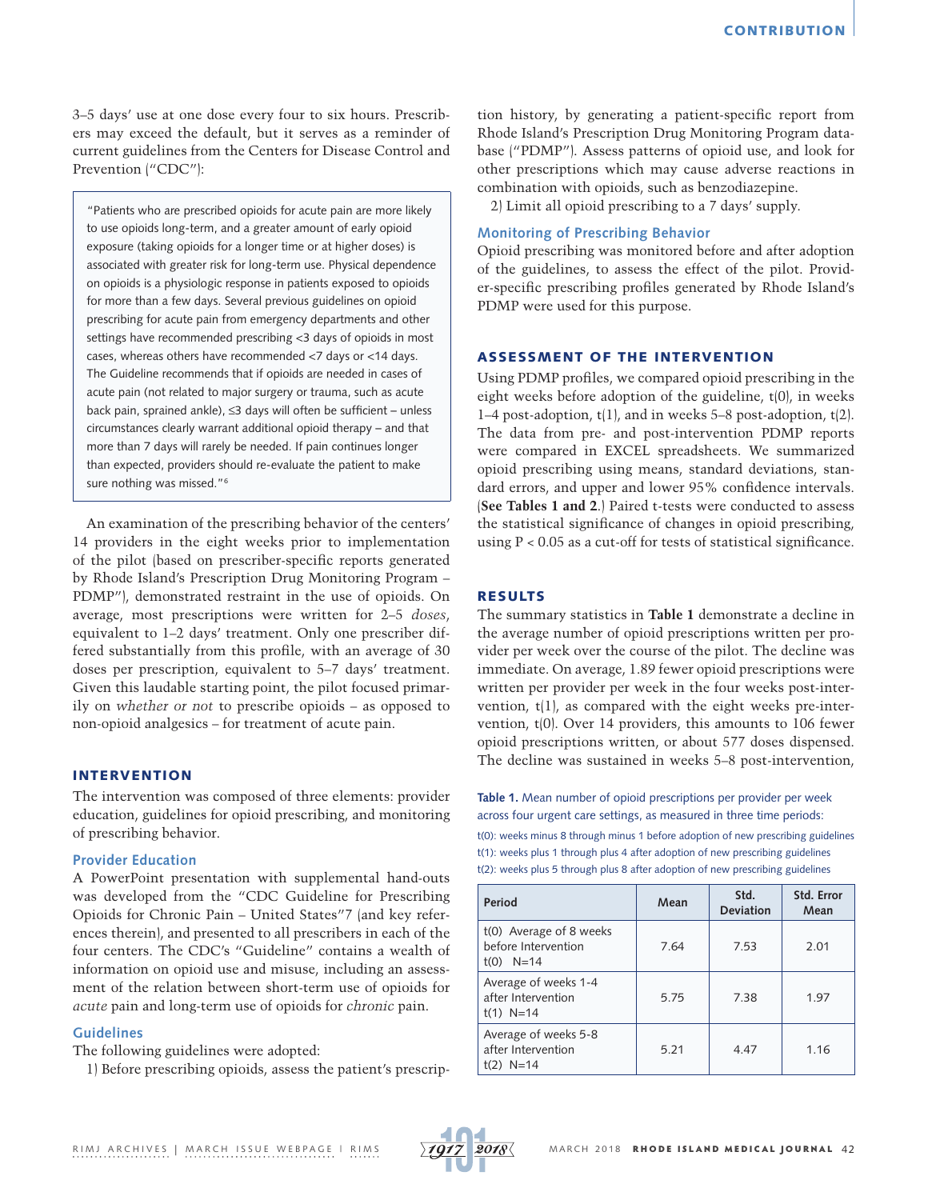3–5 days' use at one dose every four to six hours. Prescribers may exceed the default, but it serves as a reminder of current guidelines from the Centers for Disease Control and Prevention ("CDC"):

> "Patients who are prescribed opioids for acute pain are more likely to use opioids long-term, and a greater amount of early opioid exposure (taking opioids for a longer time or at higher doses) is associated with greater risk for long-term use. Physical dependence on opioids is a physiologic response in patients exposed to opioids for more than a few days. Several previous guidelines on opioid prescribing for acute pain from emergency departments and other settings have recommended prescribing <3 days of opioids in most cases, whereas others have recommended <7 days or <14 days. The Guideline recommends that if opioids are needed in cases of acute pain (not related to major surgery or trauma, such as acute back pain, sprained ankle), ≤3 days will often be sufficient – unless circumstances clearly warrant additional opioid therapy – and that more than 7 days will rarely be needed. If pain continues longer than expected, providers should re-evaluate the patient to make sure nothing was missed."[6]

An examination of the prescribing behavior of the centers' 14 providers in the eight weeks prior to implementation of the pilot (based on prescriber-specific reports generated by Rhode Island's Prescription Drug Monitoring Program – PDMP"), demonstrated restraint in the use of opioids. On average, most prescriptions were written for 2–5 *doses*, equivalent to 1–2 days' treatment. Only one prescriber differed substantially from this profile, with an average of 30 doses per prescription, equivalent to 5–7 days' treatment. Given this laudable starting point, the pilot focused primarily on *whether or not* to prescribe opioids – as opposed to non-opioid analgesics – for treatment of acute pain.

## INTERVENTION

The intervention was composed of three elements: provider education, guidelines for opioid prescribing, and monitoring of prescribing behavior.

### Provider Education

A PowerPoint presentation with supplemental hand-outs was developed from the "CDC Guideline for Prescribing Opioids for Chronic Pain – United States"[7] (and key references therein), and presented to all prescribers in each of the four centers. The CDC's "Guideline" contains a wealth of information on opioid use and misuse, including an assessment of the relation between short-term use of opioids for *acute* pain and long-term use of opioids for *chronic* pain.

### Guidelines

The following guidelines were adopted:

1) Before prescribing opioids, assess the patient's prescription history, by generating a patient-specific report from Rhode Island's Prescription Drug Monitoring Program database ("PDMP"). Assess patterns of opioid use, and look for other prescriptions which may cause adverse reactions in combination with opioids, such as benzodiazepine.

2) Limit all opioid prescribing to a 7 days' supply.

### Monitoring of Prescribing Behavior

Opioid prescribing was monitored before and after adoption of the guidelines, to assess the effect of the pilot. Provider-specific prescribing profiles generated by Rhode Island's PDMP were used for this purpose.

## ASSESSMENT OF THE INTERVENTION

Using PDMP profiles, we compared opioid prescribing in the eight weeks before adoption of the guideline, t(0), in weeks 1–4 post-adoption, t(1), and in weeks 5–8 post-adoption, t(2). The data from pre- and post-intervention PDMP reports were compared in EXCEL spreadsheets. We summarized opioid prescribing using means, standard deviations, standard errors, and upper and lower 95% confidence intervals. (**See Tables 1 and 2**.) Paired t-tests were conducted to assess the statistical significance of changes in opioid prescribing, using $P < 0.05$ as a cut-off for tests of statistical significance.

## RESULTS

The summary statistics in **Table 1** demonstrate a decline in the average number of opioid prescriptions written per provider per week over the course of the pilot. The decline was immediate. On average, 1.89 fewer opioid prescriptions were written per provider per week in the four weeks post-intervention, t(1), as compared with the eight weeks pre-intervention, t(0). Over 14 providers, this amounts to 106 fewer opioid prescriptions written, or about 577 doses dispensed. The decline was sustained in weeks 5–8 post-intervention,

**Table 1.** Mean number of opioid prescriptions per provider per week across four urgent care settings, as measured in three time periods:
t(0): weeks minus 8 through minus 1 before adoption of new prescribing guidelines
t(1): weeks plus 1 through plus 4 after adoption of new prescribing guidelines
t(2): weeks plus 5 through plus 8 after adoption of new prescribing guidelines

| Period | Mean | Std. Deviation | Std. Error Mean |
|---|---|---|---|
| t(0) Average of 8 weeks before Intervention t(0) N=14 | 7.64 | 7.53 | 2.01 |
| Average of weeks 1-4 after Intervention t(1) N=14 | 5.75 | 7.38 | 1.97 |
| Average of weeks 5-8 after Intervention t(2) N=14 | 5.21 | 4.47 | 1.16 |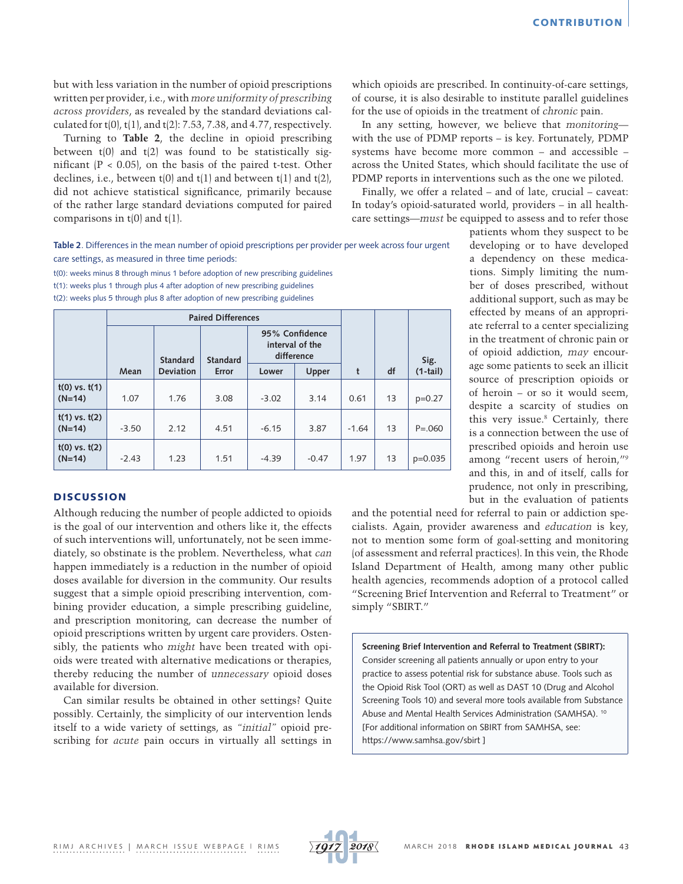but with less variation in the number of opioid prescriptions written per provider, i.e., with *more uniformity of prescribing across providers*, as revealed by the standard deviations calculated for t(0), t(1), and t(2): 7.53, 7.38, and 4.77, respectively.

Turning to **Table 2**, the decline in opioid prescribing between t(0) and t(2) was found to be statistically significant ($P < 0.05$), on the basis of the paired t-test. Other declines, i.e., between t(0) and t(1) and between t(1) and t(2), did not achieve statistical significance, primarily because of the rather large standard deviations computed for paired comparisons in t(0) and t(1).

**Table 2**. Differences in the mean number of opioid prescriptions per provider per week across four urgent care settings, as measured in three time periods:

t(0): weeks minus 8 through minus 1 before adoption of new prescribing guidelines
t(1): weeks plus 1 through plus 4 after adoption of new prescribing guidelines
t(2): weeks plus 5 through plus 8 after adoption of new prescribing guidelines

| | Paired Differences | | | | | | | |
|---|---|---|---|---|---|---|---|---|
| | | | | 95% Confidence interval of the difference | | | | |
| | Mean | Standard Deviation | Standard Error | Lower | Upper | t | df | Sig. (1-tail) |
| t(0) vs. t(1) (N=14) | 1.07 | 1.76 | 3.08 | -3.02 | 3.14 | 0.61 | 13 | p=0.27 |
| t(1) vs. t(2) (N=14) | -3.50 | 2.12 | 4.51 | -6.15 | 3.87 | -1.64 | 13 | P=.060 |
| t(0) vs. t(2) (N=14) | -2.43 | 1.23 | 1.51 | -4.39 | -0.47 | 1.97 | 13 | p=0.035 |

## DISCUSSION

Although reducing the number of people addicted to opioids is the goal of our intervention and others like it, the effects of such interventions will, unfortunately, not be seen immediately, so obstinate is the problem. Nevertheless, what *can* happen immediately is a reduction in the number of opioid doses available for diversion in the community. Our results suggest that a simple opioid prescribing intervention, combining provider education, a simple prescribing guideline, and prescription monitoring, can decrease the number of opioid prescriptions written by urgent care providers. Ostensibly, the patients who *might* have been treated with opioids were treated with alternative medications or therapies, thereby reducing the number of *unnecessary* opioid doses available for diversion.

Can similar results be obtained in other settings? Quite possibly. Certainly, the simplicity of our intervention lends itself to a wide variety of settings, as *"initial"* opioid prescribing for *acute* pain occurs in virtually all settings in which opioids are prescribed. In continuity-of-care settings, of course, it is also desirable to institute parallel guidelines for the use of opioids in the treatment of *chronic* pain.

In any setting, however, we believe that *monitoring*—with the use of PDMP reports – is key. Fortunately, PDMP systems have become more common – and accessible – across the United States, which should facilitate the use of PDMP reports in interventions such as the one we piloted.

Finally, we offer a related – and of late, crucial – caveat: In today's opioid-saturated world, providers – in all healthcare settings—*must* be equipped to assess and to refer those patients whom they suspect to be developing or to have developed a dependency on these medications. Simply limiting the number of doses prescribed, without additional support, such as may be effected by means of an appropriate referral to a center specializing in the treatment of chronic pain or of opioid addiction, *may* encourage some patients to seek an illicit source of prescription opioids or of heroin – or so it would seem, despite a scarcity of studies on this very issue.[8] Certainly, there is a connection between the use of prescribed opioids and heroin use among "recent users of heroin,"[9] and this, in and of itself, calls for prudence, not only in prescribing, but in the evaluation of patients and the potential need for referral to pain or addiction specialists. Again, provider awareness and *education* is key, not to mention some form of goal-setting and monitoring (of assessment and referral practices). In this vein, the Rhode Island Department of Health, among many other public health agencies, recommends adoption of a protocol called "Screening Brief Intervention and Referral to Treatment" or simply "SBIRT."

> **Screening Brief Intervention and Referral to Treatment (SBIRT):**
> Consider screening all patients annually or upon entry to your practice to assess potential risk for substance abuse. Tools such as the Opioid Risk Tool (ORT) as well as DAST 10 (Drug and Alcohol Screening Tools 10) and several more tools available from Substance Abuse and Mental Health Services Administration (SAMHSA).[10]
> [For additional information on SBIRT from SAMHSA, see: https://www.samhsa.gov/sbirt ]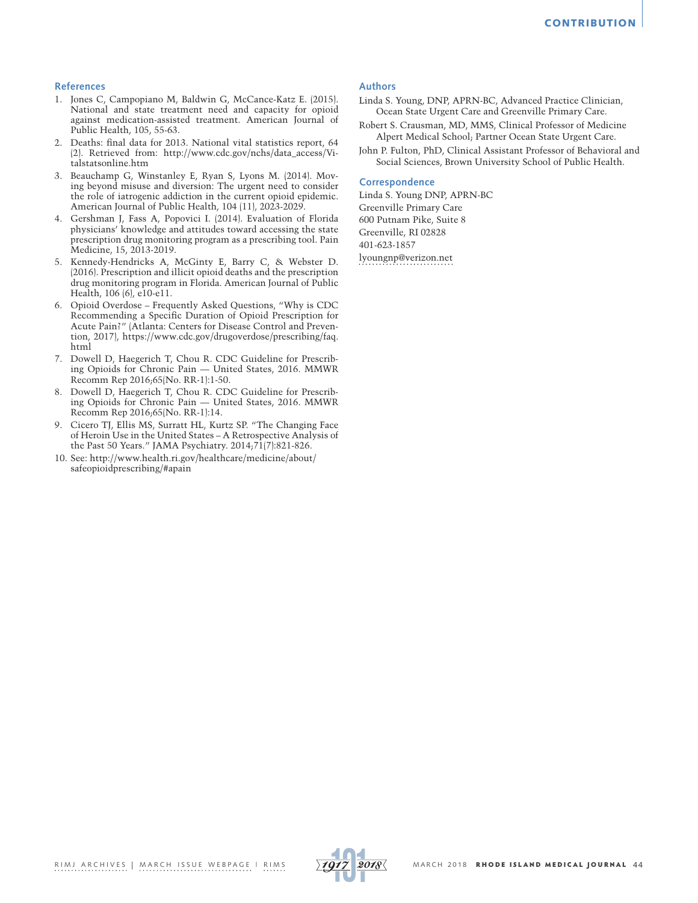## References

1. Jones C, Campopiano M, Baldwin G, McCance-Katz E. (2015). National and state treatment need and capacity for opioid against medication-assisted treatment. American Journal of Public Health, 105, 55-63.
2. Deaths: final data for 2013. National vital statistics report, 64 (2). Retrieved from: http://www.cdc.gov/nchs/data_access/Vitalstatsonline.htm
3. Beauchamp G, Winstanley E, Ryan S, Lyons M. (2014). Moving beyond misuse and diversion: The urgent need to consider the role of iatrogenic addiction in the current opioid epidemic. American Journal of Public Health, 104 (11), 2023-2029.
4. Gershman J, Fass A, Popovici I. (2014). Evaluation of Florida physicians' knowledge and attitudes toward accessing the state prescription drug monitoring program as a prescribing tool. Pain Medicine, 15, 2013-2019.
5. Kennedy-Hendricks A, McGinty E, Barry C, & Webster D. (2016). Prescription and illicit opioid deaths and the prescription drug monitoring program in Florida. American Journal of Public Health, 106 (6), e10-e11.
6. Opioid Overdose – Frequently Asked Questions, "Why is CDC Recommending a Specific Duration of Opioid Prescription for Acute Pain?" (Atlanta: Centers for Disease Control and Prevention, 2017), https://www.cdc.gov/drugoverdose/prescribing/faq.html
7. Dowell D, Haegerich T, Chou R. CDC Guideline for Prescribing Opioids for Chronic Pain — United States, 2016. MMWR Recomm Rep 2016;65(No. RR-1):1-50.
8. Dowell D, Haegerich T, Chou R. CDC Guideline for Prescribing Opioids for Chronic Pain — United States, 2016. MMWR Recomm Rep 2016;65(No. RR-1):14.
9. Cicero TJ, Ellis MS, Surratt HL, Kurtz SP. "The Changing Face of Heroin Use in the United States – A Retrospective Analysis of the Past 50 Years." JAMA Psychiatry. 2014;71(7):821-826.
10. See: http://www.health.ri.gov/healthcare/medicine/about/safeopioidprescribing/#apain

## Authors

Linda S. Young, DNP, APRN-BC, Advanced Practice Clinician, Ocean State Urgent Care and Greenville Primary Care.

Robert S. Crausman, MD, MMS, Clinical Professor of Medicine Alpert Medical School; Partner Ocean State Urgent Care.

John P. Fulton, PhD, Clinical Assistant Professor of Behavioral and Social Sciences, Brown University School of Public Health.

## Correspondence

Linda S. Young DNP, APRN-BC
Greenville Primary Care
600 Putnam Pike, Suite 8
Greenville, RI 02828
401-623-1857
lyoungnp@verizon.net